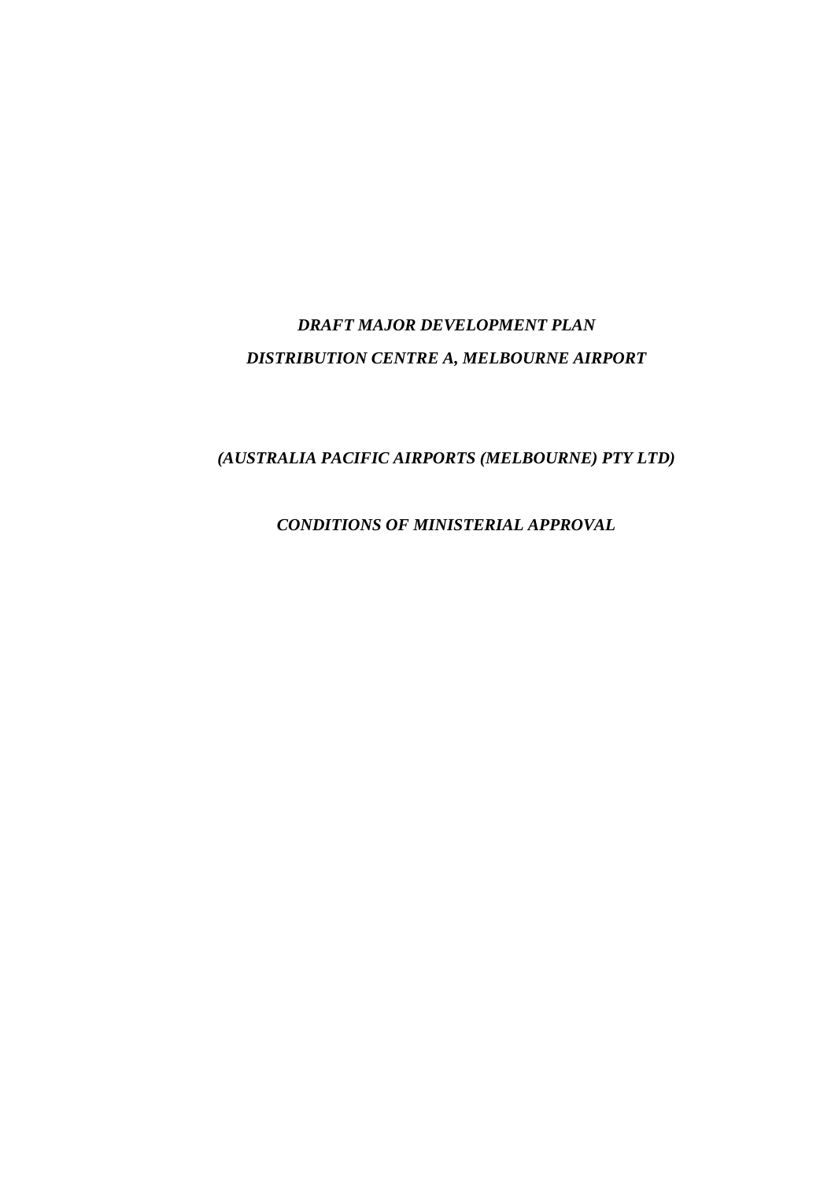***DRAFT MAJOR DEVELOPMENT PLAN***

***DISTRIBUTION CENTRE A, MELBOURNE AIRPORT***

***(AUSTRALIA PACIFIC AIRPORTS (MELBOURNE) PTY LTD)***

***CONDITIONS OF MINISTERIAL APPROVAL***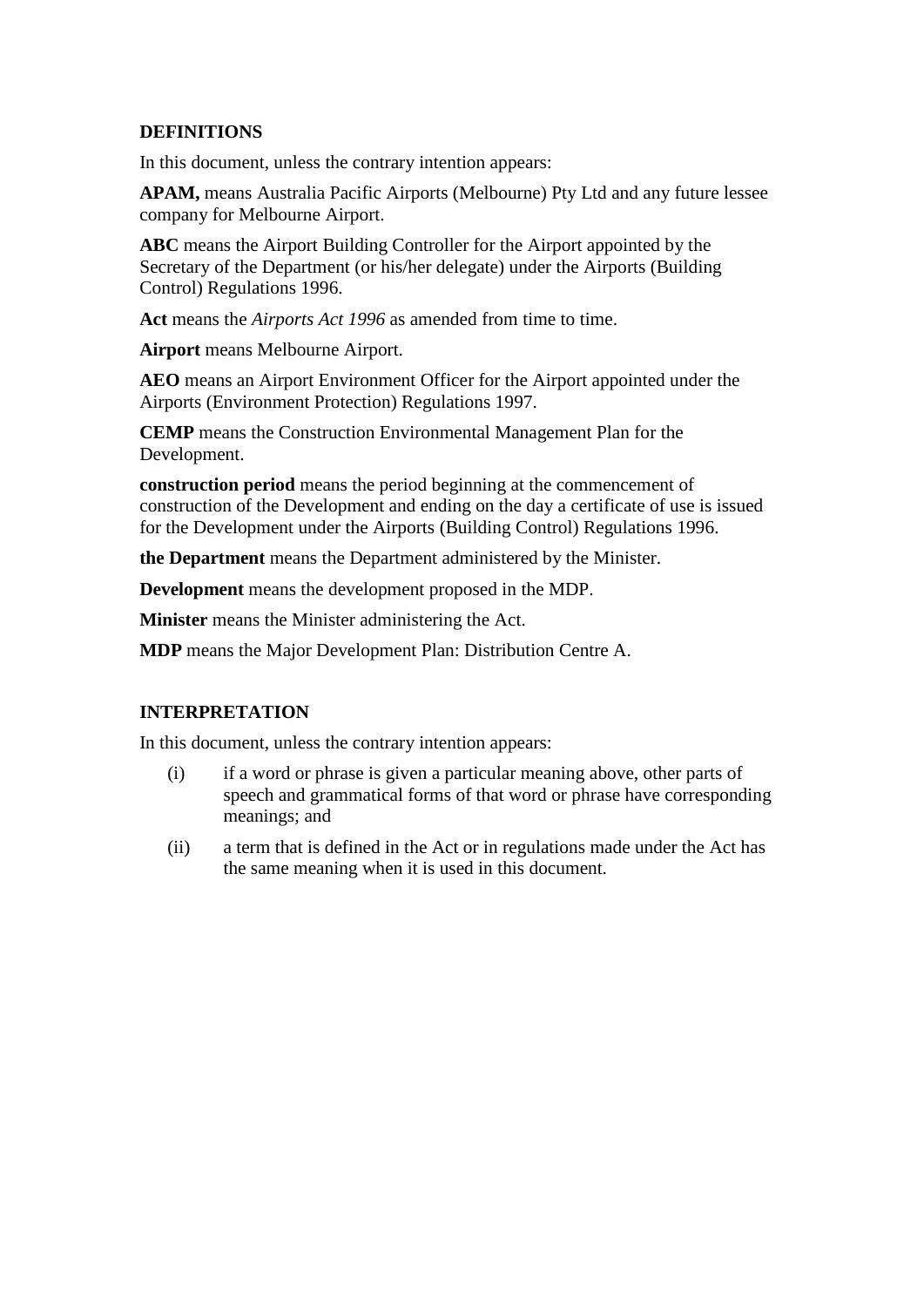## DEFINITIONS

In this document, unless the contrary intention appears:

**APAM,** means Australia Pacific Airports (Melbourne) Pty Ltd and any future lessee company for Melbourne Airport.

**ABC** means the Airport Building Controller for the Airport appointed by the Secretary of the Department (or his/her delegate) under the Airports (Building Control) Regulations 1996.

**Act** means the *Airports Act 1996* as amended from time to time.

**Airport** means Melbourne Airport.

**AEO** means an Airport Environment Officer for the Airport appointed under the Airports (Environment Protection) Regulations 1997.

**CEMP** means the Construction Environmental Management Plan for the Development.

**construction period** means the period beginning at the commencement of construction of the Development and ending on the day a certificate of use is issued for the Development under the Airports (Building Control) Regulations 1996.

**the Department** means the Department administered by the Minister.

**Development** means the development proposed in the MDP.

**Minister** means the Minister administering the Act.

**MDP** means the Major Development Plan: Distribution Centre A.

## INTERPRETATION

In this document, unless the contrary intention appears:

(i) if a word or phrase is given a particular meaning above, other parts of speech and grammatical forms of that word or phrase have corresponding meanings; and

(ii) a term that is defined in the Act or in regulations made under the Act has the same meaning when it is used in this document.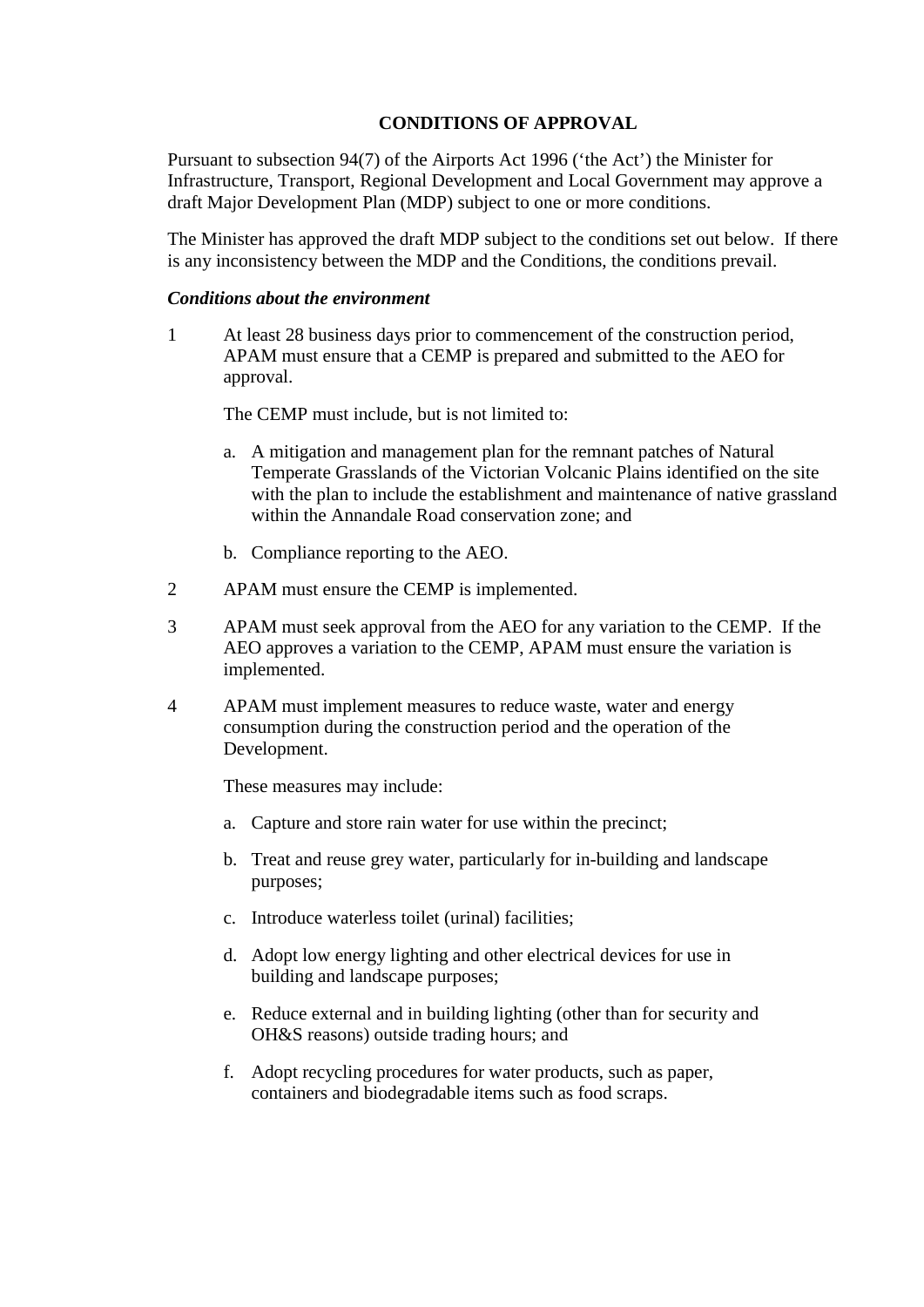## CONDITIONS OF APPROVAL

Pursuant to subsection 94(7) of the Airports Act 1996 ('the Act') the Minister for Infrastructure, Transport, Regional Development and Local Government may approve a draft Major Development Plan (MDP) subject to one or more conditions.

The Minister has approved the draft MDP subject to the conditions set out below. If there is any inconsistency between the MDP and the Conditions, the conditions prevail.

***Conditions about the environment***

1. At least 28 business days prior to commencement of the construction period, APAM must ensure that a CEMP is prepared and submitted to the AEO for approval.

   The CEMP must include, but is not limited to:

   a. A mitigation and management plan for the remnant patches of Natural Temperate Grasslands of the Victorian Volcanic Plains identified on the site with the plan to include the establishment and maintenance of native grassland within the Annandale Road conservation zone; and

   b. Compliance reporting to the AEO.

2. APAM must ensure the CEMP is implemented.

3. APAM must seek approval from the AEO for any variation to the CEMP. If the AEO approves a variation to the CEMP, APAM must ensure the variation is implemented.

4. APAM must implement measures to reduce waste, water and energy consumption during the construction period and the operation of the Development.

   These measures may include:

   a. Capture and store rain water for use within the precinct;

   b. Treat and reuse grey water, particularly for in-building and landscape purposes;

   c. Introduce waterless toilet (urinal) facilities;

   d. Adopt low energy lighting and other electrical devices for use in building and landscape purposes;

   e. Reduce external and in building lighting (other than for security and OH&S reasons) outside trading hours; and

   f. Adopt recycling procedures for water products, such as paper, containers and biodegradable items such as food scraps.